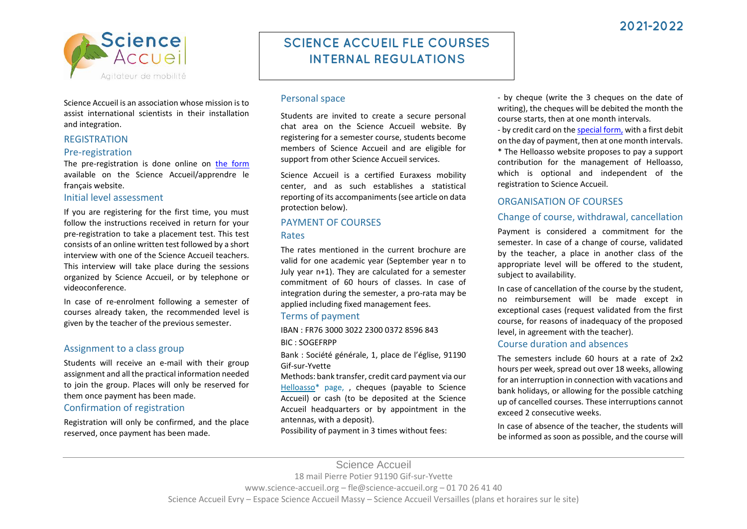2021-2022

# SCIENCE ACCUEIL FLE COURSES
# INTERNAL REGULATIONS

Science Accueil is an association whose mission is to assist international scientists in their installation and integration.

## REGISTRATION

### Pre-registration

The pre-registration is done online on the form available on the Science Accueil/apprendre le français website.

### Initial level assessment

If you are registering for the first time, you must follow the instructions received in return for your pre-registration to take a placement test. This test consists of an online written test followed by a short interview with one of the Science Accueil teachers. This interview will take place during the sessions organized by Science Accueil, or by telephone or videoconference.

In case of re-enrolment following a semester of courses already taken, the recommended level is given by the teacher of the previous semester.

### Assignment to a class group

Students will receive an e-mail with their group assignment and all the practical information needed to join the group. Places will only be reserved for them once payment has been made.

### Confirmation of registration

Registration will only be confirmed, and the place reserved, once payment has been made.

### Personal space

Students are invited to create a secure personal chat area on the Science Accueil website. By registering for a semester course, students become members of Science Accueil and are eligible for support from other Science Accueil services.

Science Accueil is a certified Euraxess mobility center, and as such establishes a statistical reporting of its accompaniments (see article on data protection below).

## PAYMENT OF COURSES

### Rates

The rates mentioned in the current brochure are valid for one academic year (September year n to July year n+1). They are calculated for a semester commitment of 60 hours of classes. In case of integration during the semester, a pro-rata may be applied including fixed management fees.

### Terms of payment

IBAN : FR76 3000 3022 2300 0372 8596 843

BIC : SOGEFRPP

Bank : Société générale, 1, place de l'église, 91190 Gif-sur-Yvette

Methods: bank transfer, credit card payment via our Helloasso* page, , cheques (payable to Science Accueil) or cash (to be deposited at the Science Accueil headquarters or by appointment in the antennas, with a deposit).

Possibility of payment in 3 times without fees:

- by cheque (write the 3 cheques on the date of writing), the cheques will be debited the month the course starts, then at one month intervals.
- by credit card on the special form, with a first debit on the day of payment, then at one month intervals.

* The Helloasso website proposes to pay a support contribution for the management of Helloasso, which is optional and independent of the registration to Science Accueil.

## ORGANISATION OF COURSES

### Change of course, withdrawal, cancellation

Payment is considered a commitment for the semester. In case of a change of course, validated by the teacher, a place in another class of the appropriate level will be offered to the student, subject to availability.

In case of cancellation of the course by the student, no reimbursement will be made except in exceptional cases (request validated from the first course, for reasons of inadequacy of the proposed level, in agreement with the teacher).

### Course duration and absences

The semesters include 60 hours at a rate of 2x2 hours per week, spread out over 18 weeks, allowing for an interruption in connection with vacations and bank holidays, or allowing for the possible catching up of cancelled courses. These interruptions cannot exceed 2 consecutive weeks.

In case of absence of the teacher, the students will be informed as soon as possible, and the course will

Science Accueil
18 mail Pierre Potier 91190 Gif-sur-Yvette
www.science-accueil.org – fle@science-accueil.org – 01 70 26 41 40
Science Accueil Evry – Espace Science Accueil Massy – Science Accueil Versailles (plans et horaires sur le site)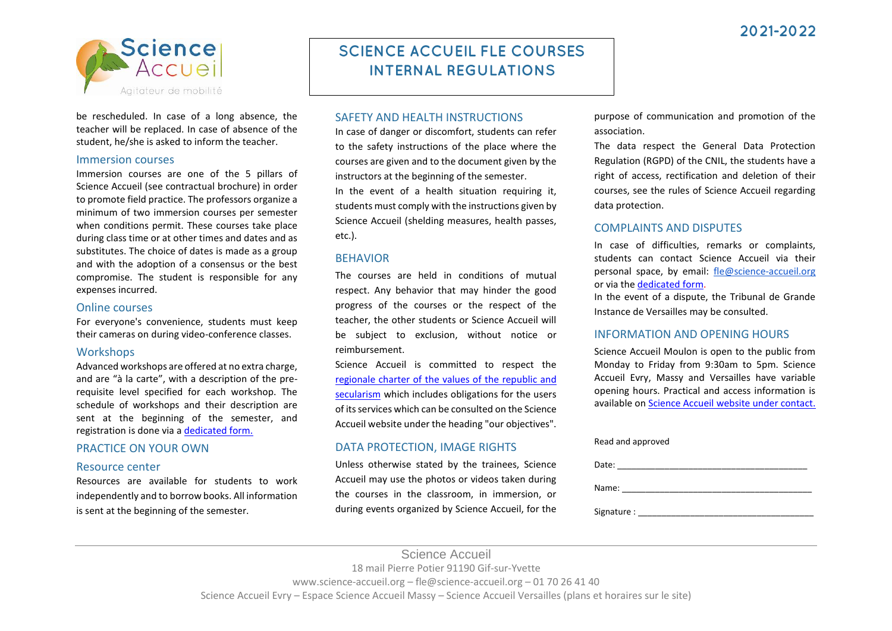# SCIENCE ACCUEIL FLE COURSES INTERNAL REGULATIONS

2021-2022

be rescheduled. In case of a long absence, the teacher will be replaced. In case of absence of the student, he/she is asked to inform the teacher.

### Immersion courses

Immersion courses are one of the 5 pillars of Science Accueil (see contractual brochure) in order to promote field practice. The professors organize a minimum of two immersion courses per semester when conditions permit. These courses take place during class time or at other times and dates and as substitutes. The choice of dates is made as a group and with the adoption of a consensus or the best compromise. The student is responsible for any expenses incurred.

### Online courses

For everyone's convenience, students must keep their cameras on during video-conference classes.

### Workshops

Advanced workshops are offered at no extra charge, and are "à la carte", with a description of the pre-requisite level specified for each workshop. The schedule of workshops and their description are sent at the beginning of the semester, and registration is done via a dedicated form.

## PRACTICE ON YOUR OWN

### Resource center

Resources are available for students to work independently and to borrow books. All information is sent at the beginning of the semester.

## SAFETY AND HEALTH INSTRUCTIONS

In case of danger or discomfort, students can refer to the safety instructions of the place where the courses are given and to the document given by the instructors at the beginning of the semester.

In the event of a health situation requiring it, students must comply with the instructions given by Science Accueil (shelding measures, health passes, etc.).

## BEHAVIOR

The courses are held in conditions of mutual respect. Any behavior that may hinder the good progress of the courses or the respect of the teacher, the other students or Science Accueil will be subject to exclusion, without notice or reimbursement.

Science Accueil is committed to respect the regionale charter of the values of the republic and secularism which includes obligations for the users of its services which can be consulted on the Science Accueil website under the heading "our objectives".

## DATA PROTECTION, IMAGE RIGHTS

Unless otherwise stated by the trainees, Science Accueil may use the photos or videos taken during the courses in the classroom, in immersion, or during events organized by Science Accueil, for the purpose of communication and promotion of the association.

The data respect the General Data Protection Regulation (RGPD) of the CNIL, the students have a right of access, rectification and deletion of their courses, see the rules of Science Accueil regarding data protection.

## COMPLAINTS AND DISPUTES

In case of difficulties, remarks or complaints, students can contact Science Accueil via their personal space, by email: fle@science-accueil.org or via the dedicated form.

In the event of a dispute, the Tribunal de Grande Instance de Versailles may be consulted.

## INFORMATION AND OPENING HOURS

Science Accueil Moulon is open to the public from Monday to Friday from 9:30am to 5pm. Science Accueil Evry, Massy and Versailles have variable opening hours. Practical and access information is available on Science Accueil website under contact.

Read and approved

Date: ______________________________________

Name: ______________________________________

Signature : ___________________________________

Science Accueil
18 mail Pierre Potier 91190 Gif-sur-Yvette
www.science-accueil.org – fle@science-accueil.org – 01 70 26 41 40
Science Accueil Evry – Espace Science Accueil Massy – Science Accueil Versailles (plans et horaires sur le site)